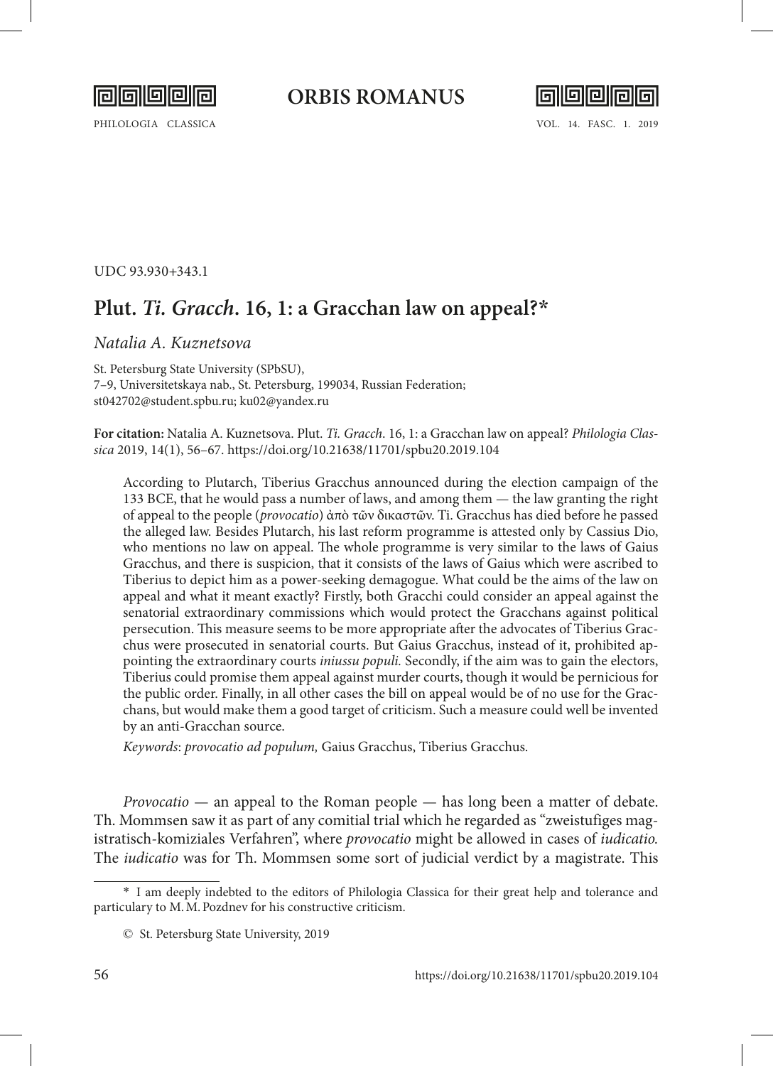UDC 93.930+343.1

# Plut. *Ti. Gracch.* 16, 1: a Gracchan law on appeal?*

*Natalia A. Kuznetsova*

St. Petersburg State University (SPbSU),
7–9, Universitetskaya nab., St. Petersburg, 199034, Russian Federation;
st042702@student.spbu.ru; ku02@yandex.ru

**For citation:** Natalia A. Kuznetsova. Plut. *Ti. Gracch.* 16, 1: a Gracchan law on appeal? *Philologia Classica* 2019, 14(1), 56–67. https://doi.org/10.21638/11701/spbu20.2019.104

According to Plutarch, Tiberius Gracchus announced during the election campaign of the 133 BCE, that he would pass a number of laws, and among them — the law granting the right of appeal to the people (*provocatio*) ἀπὸ τῶν δικαστῶν. Ti. Gracchus has died before he passed the alleged law. Besides Plutarch, his last reform programme is attested only by Cassius Dio, who mentions no law on appeal. The whole programme is very similar to the laws of Gaius Gracchus, and there is suspicion, that it consists of the laws of Gaius which were ascribed to Tiberius to depict him as a power-seeking demagogue. What could be the aims of the law on appeal and what it meant exactly? Firstly, both Gracchi could consider an appeal against the senatorial extraordinary commissions which would protect the Gracchans against political persecution. This measure seems to be more appropriate after the advocates of Tiberius Gracchus were prosecuted in senatorial courts. But Gaius Gracchus, instead of it, prohibited appointing the extraordinary courts *iniussu populi.* Secondly, if the aim was to gain the electors, Tiberius could promise them appeal against murder courts, though it would be pernicious for the public order. Finally, in all other cases the bill on appeal would be of no use for the Gracchans, but would make them a good target of criticism. Such a measure could well be invented by an anti-Gracchan source.

*Keywords*: *provocatio ad populum,* Gaius Gracchus, Tiberius Gracchus.

*Provocatio* — an appeal to the Roman people — has long been a matter of debate. Th. Mommsen saw it as part of any comitial trial which he regarded as "zweistufiges magistratisch-komiziales Verfahren", where *provocatio* might be allowed in cases of *iudicatio.* The *iudicatio* was for Th. Mommsen some sort of judicial verdict by a magistrate. This

---

\* I am deeply indebted to the editors of Philologia Classica for their great help and tolerance and particulary to M. M. Pozdnev for his constructive criticism.

© St. Petersburg State University, 2019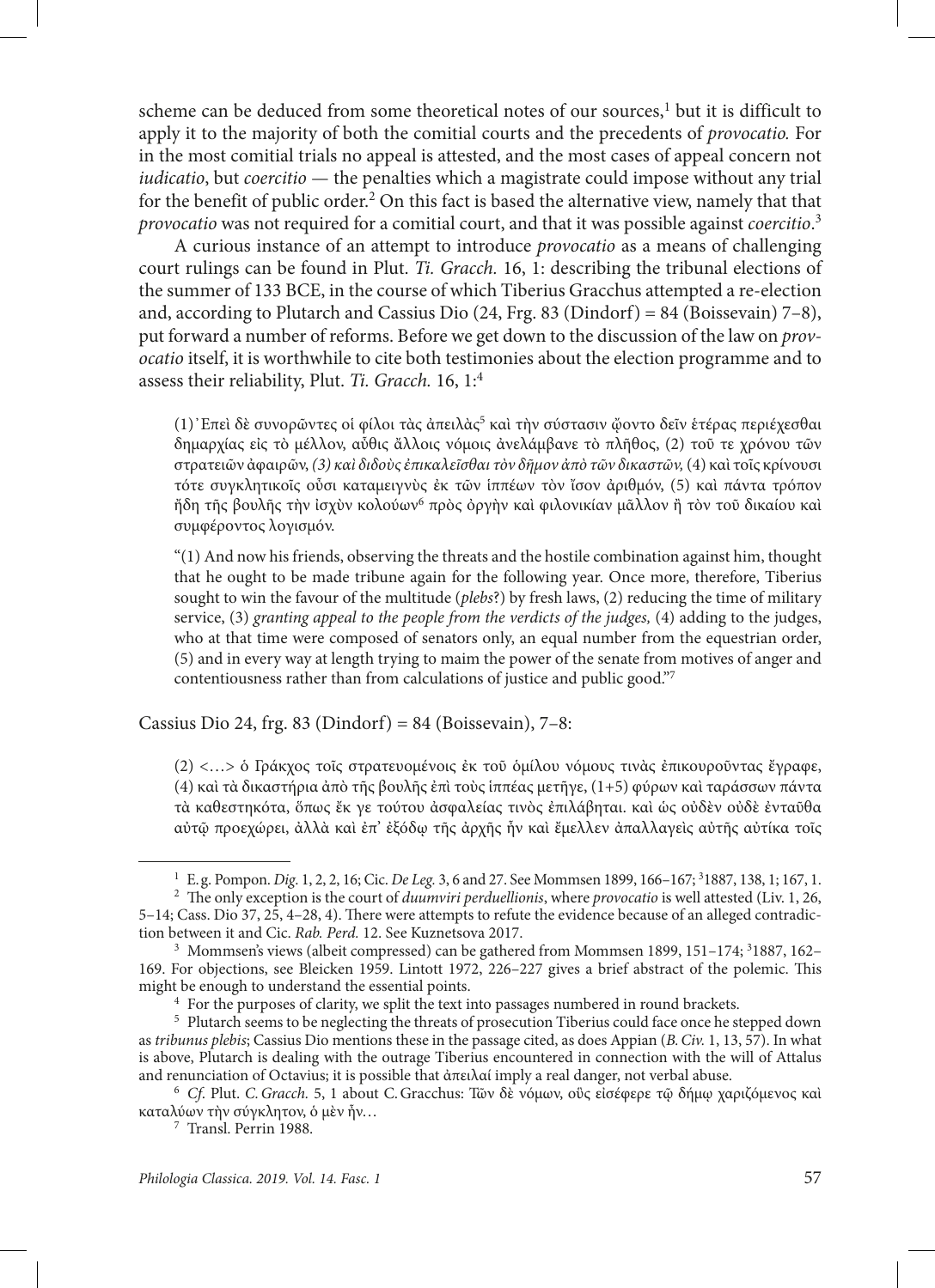scheme can be deduced from some theoretical notes of our sources,[1] but it is difficult to apply it to the majority of both the comitial courts and the precedents of *provocatio*. For in the most comitial trials no appeal is attested, and the most cases of appeal concern not *iudicatio*, but *coercitio* — the penalties which a magistrate could impose without any trial for the benefit of public order.[2] On this fact is based the alternative view, namely that that *provocatio* was not required for a comitial court, and that it was possible against *coercitio*.[3]

A curious instance of an attempt to introduce *provocatio* as a means of challenging court rulings can be found in Plut. *Ti. Gracch.* 16, 1: describing the tribunal elections of the summer of 133 BCE, in the course of which Tiberius Gracchus attempted a re-election and, according to Plutarch and Cassius Dio (24, Frg. 83 (Dindorf) = 84 (Boissevain) 7–8), put forward a number of reforms. Before we get down to the discussion of the law on *provocatio* itself, it is worthwhile to cite both testimonies about the election programme and to assess their reliability, Plut. *Ti. Gracch.* 16, 1:[4]

> (1) Ἐπεὶ δὲ συνορῶντες οἱ φίλοι τὰς ἀπειλὰς[5] καὶ τὴν σύστασιν ᾤοντο δεῖν ἑτέρας περιέχεσθαι δημαρχίας εἰς τὸ μέλλον, αὖθις ἄλλοις νόμοις ἀνελάμβανε τὸ πλῆθος, (2) τοῦ τε χρόνου τῶν στρατειῶν ἀφαιρῶν, *(3) καὶ διδοὺς ἐπικαλεῖσθαι τὸν δῆμον ἀπὸ τῶν δικαστῶν,* (4) καὶ τοῖς κρίνουσι τότε συγκλητικοῖς οὖσι καταμειγνὺς ἐκ τῶν ἱππέων τὸν ἴσον ἀριθμόν, (5) καὶ πάντα τρόπον ἤδη τῆς βουλῆς τὴν ἰσχὺν κολούων[6] πρὸς ὀργὴν καὶ φιλονικίαν μᾶλλον ἢ τὸν τοῦ δικαίου καὶ συμφέροντος λογισμόν.

> "(1) And now his friends, observing the threats and the hostile combination against him, thought that he ought to be made tribune again for the following year. Once more, therefore, Tiberius sought to win the favour of the multitude (*plebs*?) by fresh laws, (2) reducing the time of military service, (3) *granting appeal to the people from the verdicts of the judges,* (4) adding to the judges, who at that time were composed of senators only, an equal number from the equestrian order, (5) and in every way at length trying to maim the power of the senate from motives of anger and contentiousness rather than from calculations of justice and public good."[7]

Cassius Dio 24, frg. 83 (Dindorf) = 84 (Boissevain), 7–8:

> (2) <…> ὁ Γράκχος τοῖς στρατευομένοις ἐκ τοῦ ὁμίλου νόμους τινὰς ἐπικουροῦντας ἔγραφε, (4) καὶ τὰ δικαστήρια ἀπὸ τῆς βουλῆς ἐπὶ τοὺς ἱππέας μετῆγε, (1+5) φύρων καὶ ταράσσων πάντα τὰ καθεστηκότα, ὅπως ἔκ γε τούτου ἀσφαλείας τινὸς ἐπιλάβηται. καὶ ὡς οὐδὲν οὐδὲ ἐνταῦθα αὐτῷ προεχώρει, ἀλλὰ καὶ ἐπ᾽ ἐξόδῳ τῆς ἀρχῆς ἦν καὶ ἔμελλεν ἀπαλλαγεὶς αὐτῆς αὐτίκα τοῖς

---

[1] E.g. Pompon. *Dig.* 1, 2, 2, 16; Cic. *De Leg.* 3, 6 and 27. See Mommsen 1899, 166–167; [3]1887, 138, 1; 167, 1.

[2] The only exception is the court of *duumviri perduellionis*, where *provocatio* is well attested (Liv. 1, 26, 5–14; Cass. Dio 37, 25, 4–28, 4). There were attempts to refute the evidence because of an alleged contradiction between it and Cic. *Rab. Perd.* 12. See Kuznetsova 2017.

[3] Mommsen's views (albeit compressed) can be gathered from Mommsen 1899, 151–174; [3]1887, 162–169. For objections, see Bleicken 1959. Lintott 1972, 226–227 gives a brief abstract of the polemic. This might be enough to understand the essential points.

[4] For the purposes of clarity, we split the text into passages numbered in round brackets.

[5] Plutarch seems to be neglecting the threats of prosecution Tiberius could face once he stepped down as *tribunus plebis*; Cassius Dio mentions these in the passage cited, as does Appian (*B. Civ.* 1, 13, 57). In what is above, Plutarch is dealing with the outrage Tiberius encountered in connection with the will of Attalus and renunciation of Octavius; it is possible that ἀπειλαί imply a real danger, not verbal abuse.

[6] *Cf.* Plut. *C. Gracch.* 5, 1 about C. Gracchus: Τῶν δὲ νόμων, οὓς εἰσέφερε τῷ δήμῳ χαριζόμενος καὶ καταλύων τὴν σύγκλητον, ὁ μὲν ἦν…

[7] Transl. Perrin 1988.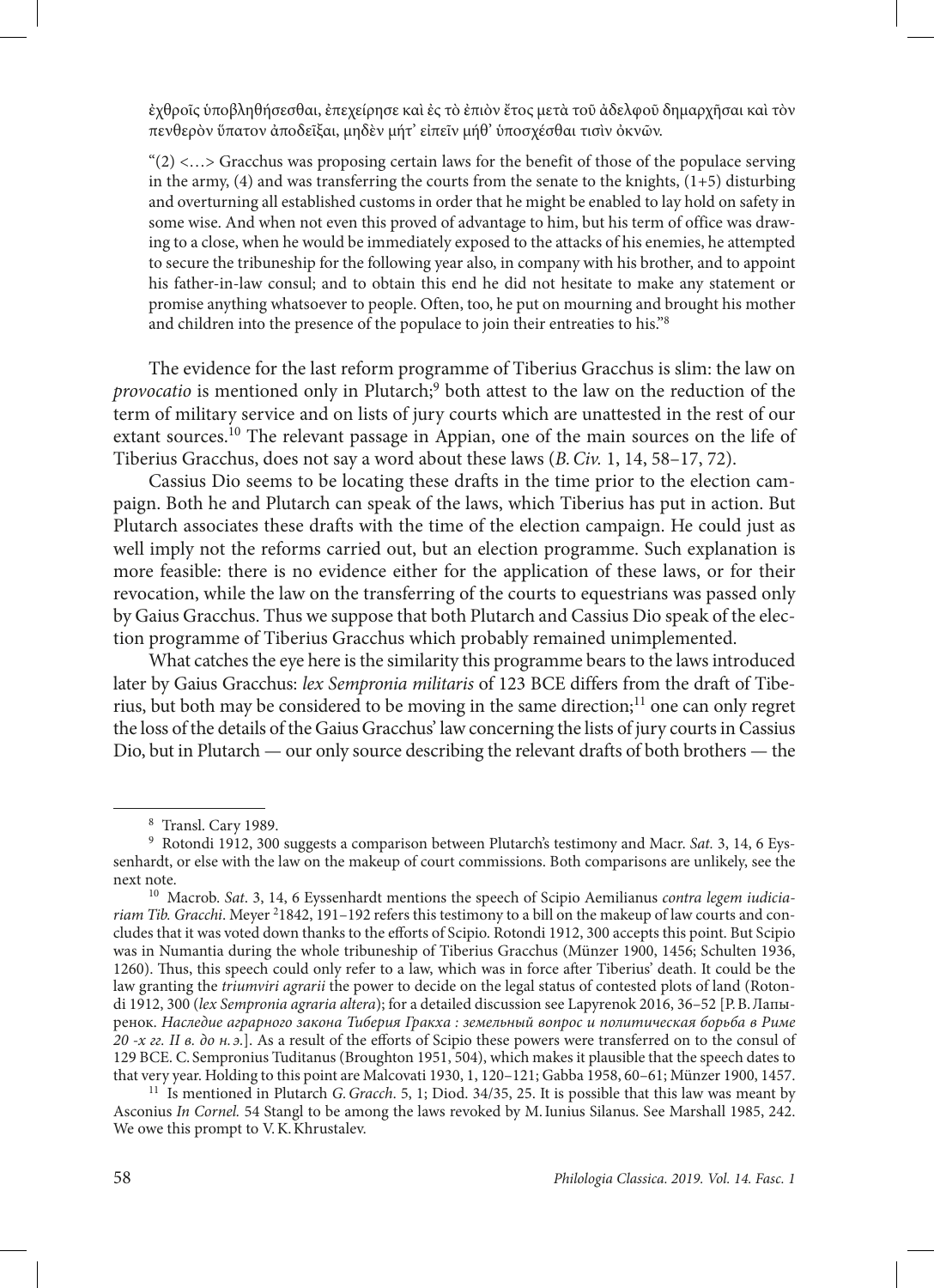ἐχθροῖς ὑποβληθήσεσθαι, ἐπεχείρησε καὶ ἐς τὸ ἐπιὸν ἔτος μετὰ τοῦ ἀδελφοῦ δημαρχῆσαι καὶ τὸν πενθερὸν ὕπατον ἀποδεῖξαι, μηδὲν μήτ᾽ εἰπεῖν μήθ᾽ ὑποσχέσθαι τισὶν ὀκνῶν.

"(2) <…> Gracchus was proposing certain laws for the benefit of those of the populace serving in the army, (4) and was transferring the courts from the senate to the knights, (1+5) disturbing and overturning all established customs in order that he might be enabled to lay hold on safety in some wise. And when not even this proved of advantage to him, but his term of office was drawing to a close, when he would be immediately exposed to the attacks of his enemies, he attempted to secure the tribuneship for the following year also, in company with his brother, and to appoint his father-in-law consul; and to obtain this end he did not hesitate to make any statement or promise anything whatsoever to people. Often, too, he put on mourning and brought his mother and children into the presence of the populace to join their entreaties to his."[8]

The evidence for the last reform programme of Tiberius Gracchus is slim: the law on *provocatio* is mentioned only in Plutarch;[9] both attest to the law on the reduction of the term of military service and on lists of jury courts which are unattested in the rest of our extant sources.[10] The relevant passage in Appian, one of the main sources on the life of Tiberius Gracchus, does not say a word about these laws (*B. Civ.* 1, 14, 58–17, 72).

Cassius Dio seems to be locating these drafts in the time prior to the election campaign. Both he and Plutarch can speak of the laws, which Tiberius has put in action. But Plutarch associates these drafts with the time of the election campaign. He could just as well imply not the reforms carried out, but an election programme. Such explanation is more feasible: there is no evidence either for the application of these laws, or for their revocation, while the law on the transferring of the courts to equestrians was passed only by Gaius Gracchus. Thus we suppose that both Plutarch and Cassius Dio speak of the election programme of Tiberius Gracchus which probably remained unimplemented.

What catches the eye here is the similarity this programme bears to the laws introduced later by Gaius Gracchus: *lex Sempronia militaris* of 123 BCE differs from the draft of Tiberius, but both may be considered to be moving in the same direction;[11] one can only regret the loss of the details of the Gaius Gracchus' law concerning the lists of jury courts in Cassius Dio, but in Plutarch — our only source describing the relevant drafts of both brothers — the

---

[8] Transl. Cary 1989.

[9] Rotondi 1912, 300 suggests a comparison between Plutarch's testimony and Macr. *Sat.* 3, 14, 6 Eyssenhardt, or else with the law on the makeup of court commissions. Both comparisons are unlikely, see the next note.

[10] Macrob. *Sat.* 3, 14, 6 Eyssenhardt mentions the speech of Scipio Aemilianus *contra legem iudiciariam Tib. Gracchi*. Meyer [2]1842, 191–192 refers this testimony to a bill on the makeup of law courts and concludes that it was voted down thanks to the efforts of Scipio. Rotondi 1912, 300 accepts this point. But Scipio was in Numantia during the whole tribuneship of Tiberius Gracchus (Münzer 1900, 1456; Schulten 1936, 1260). Thus, this speech could only refer to a law, which was in force after Tiberius' death. It could be the law granting the *triumviri agrarii* the power to decide on the legal status of contested plots of land (Rotondi 1912, 300 (*lex Sempronia agraria altera*); for a detailed discussion see Lapyrenok 2016, 36–52 [Р. В. Лапыренок. *Наследие аграрного закона Тиберия Гракха : земельный вопрос и политическая борьба в Риме 20 -х гг. II в. до н. э.*]. As a result of the efforts of Scipio these powers were transferred on to the consul of 129 BCE. C. Sempronius Tuditanus (Broughton 1951, 504), which makes it plausible that the speech dates to that very year. Holding to this point are Malcovati 1930, 1, 120–121; Gabba 1958, 60–61; Münzer 1900, 1457.

[11] Is mentioned in Plutarch *G. Gracch.* 5, 1; Diod. 34/35, 25. It is possible that this law was meant by Asconius *In Cornel.* 54 Stangl to be among the laws revoked by M. Iunius Silanus. See Marshall 1985, 242. We owe this prompt to V. K. Khrustalev.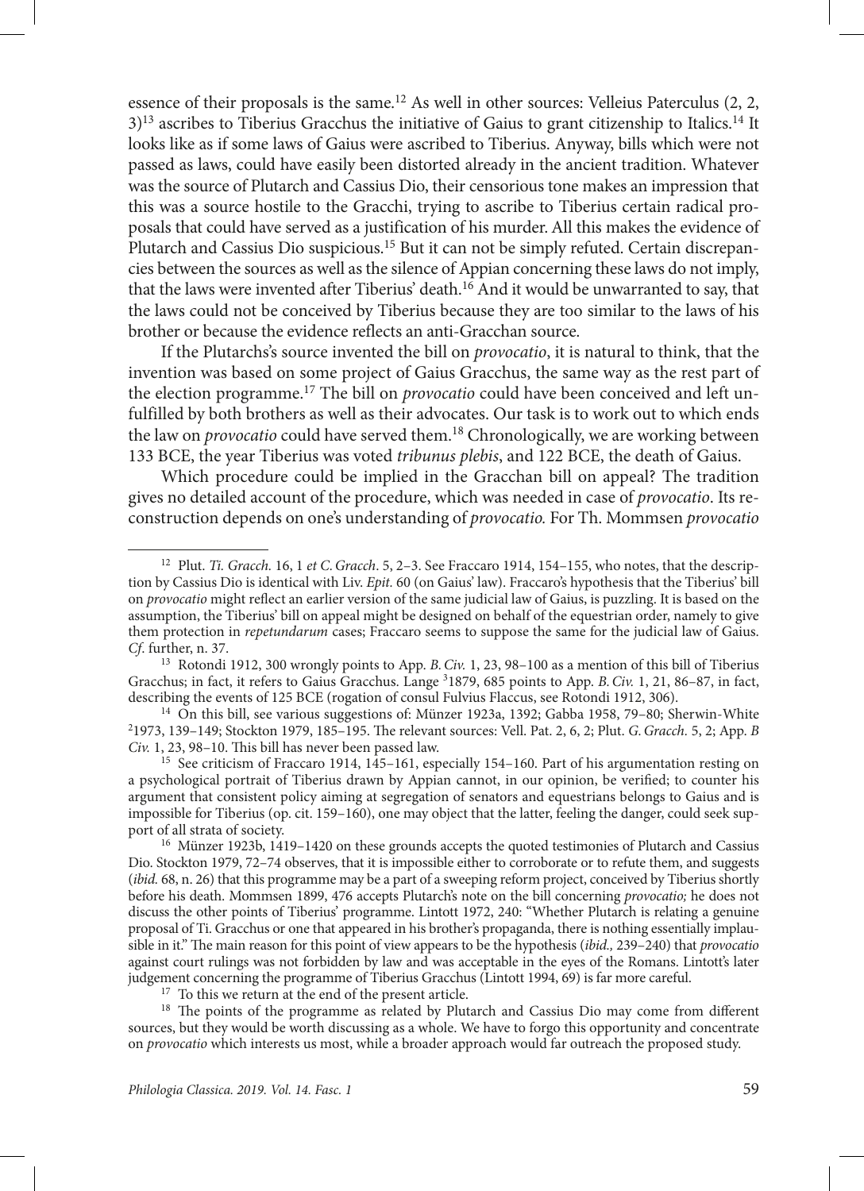essence of their proposals is the same.[12] As well in other sources: Velleius Paterculus (2, 2, 3)[13] ascribes to Tiberius Gracchus the initiative of Gaius to grant citizenship to Italics.[14] It looks like as if some laws of Gaius were ascribed to Tiberius. Anyway, bills which were not passed as laws, could have easily been distorted already in the ancient tradition. Whatever was the source of Plutarch and Cassius Dio, their censorious tone makes an impression that this was a source hostile to the Gracchi, trying to ascribe to Tiberius certain radical proposals that could have served as a justification of his murder. All this makes the evidence of Plutarch and Cassius Dio suspicious.[15] But it can not be simply refuted. Certain discrepancies between the sources as well as the silence of Appian concerning these laws do not imply, that the laws were invented after Tiberius' death.[16] And it would be unwarranted to say, that the laws could not be conceived by Tiberius because they are too similar to the laws of his brother or because the evidence reflects an anti-Gracchan source.

If the Plutarchs's source invented the bill on *provocatio*, it is natural to think, that the invention was based on some project of Gaius Gracchus, the same way as the rest part of the election programme.[17] The bill on *provocatio* could have been conceived and left unfulfilled by both brothers as well as their advocates. Our task is to work out to which ends the law on *provocatio* could have served them.[18] Chronologically, we are working between 133 BCE, the year Tiberius was voted *tribunus plebis*, and 122 BCE, the death of Gaius.

Which procedure could be implied in the Gracchan bill on appeal? The tradition gives no detailed account of the procedure, which was needed in case of *provocatio*. Its reconstruction depends on one's understanding of *provocatio*. For Th. Mommsen *provocatio*

---

[12] Plut. *Ti. Gracch.* 16, 1 *et C. Gracch*. 5, 2–3. See Fraccaro 1914, 154–155, who notes, that the description by Cassius Dio is identical with Liv. *Epit.* 60 (on Gaius' law). Fraccaro's hypothesis that the Tiberius' bill on *provocatio* might reflect an earlier version of the same judicial law of Gaius, is puzzling. It is based on the assumption, the Tiberius' bill on appeal might be designed on behalf of the equestrian order, namely to give them protection in *repetundarum* cases; Fraccaro seems to suppose the same for the judicial law of Gaius. *Cf*. further, n. 37.

[13] Rotondi 1912, 300 wrongly points to App. *B. Civ.* 1, 23, 98–100 as a mention of this bill of Tiberius Gracchus; in fact, it refers to Gaius Gracchus. Lange [3]1879, 685 points to App. *B. Civ.* 1, 21, 86–87, in fact, describing the events of 125 BCE (rogation of consul Fulvius Flaccus, see Rotondi 1912, 306).

[14] On this bill, see various suggestions of: Münzer 1923a, 1392; Gabba 1958, 79–80; Sherwin-White [2]1973, 139–149; Stockton 1979, 185–195. The relevant sources: Vell. Pat. 2, 6, 2; Plut. *G. Gracch.* 5, 2; App. *B Civ.* 1, 23, 98–10. This bill has never been passed law.

[15] See criticism of Fraccaro 1914, 145–161, especially 154–160. Part of his argumentation resting on a psychological portrait of Tiberius drawn by Appian cannot, in our opinion, be verified; to counter his argument that consistent policy aiming at segregation of senators and equestrians belongs to Gaius and is impossible for Tiberius (op. cit. 159–160), one may object that the latter, feeling the danger, could seek support of all strata of society.

[16] Münzer 1923b, 1419–1420 on these grounds accepts the quoted testimonies of Plutarch and Cassius Dio. Stockton 1979, 72–74 observes, that it is impossible either to corroborate or to refute them, and suggests (*ibid.* 68, n. 26) that this programme may be a part of a sweeping reform project, conceived by Tiberius shortly before his death. Mommsen 1899, 476 accepts Plutarch's note on the bill concerning *provocatio;* he does not discuss the other points of Tiberius' programme. Lintott 1972, 240: "Whether Plutarch is relating a genuine proposal of Ti. Gracchus or one that appeared in his brother's propaganda, there is nothing essentially implausible in it." The main reason for this point of view appears to be the hypothesis (*ibid.,* 239–240) that *provocatio* against court rulings was not forbidden by law and was acceptable in the eyes of the Romans. Lintott's later judgement concerning the programme of Tiberius Gracchus (Lintott 1994, 69) is far more careful.

[17] To this we return at the end of the present article.

[18] The points of the programme as related by Plutarch and Cassius Dio may come from different sources, but they would be worth discussing as a whole. We have to forgo this opportunity and concentrate on *provocatio* which interests us most, while a broader approach would far outreach the proposed study.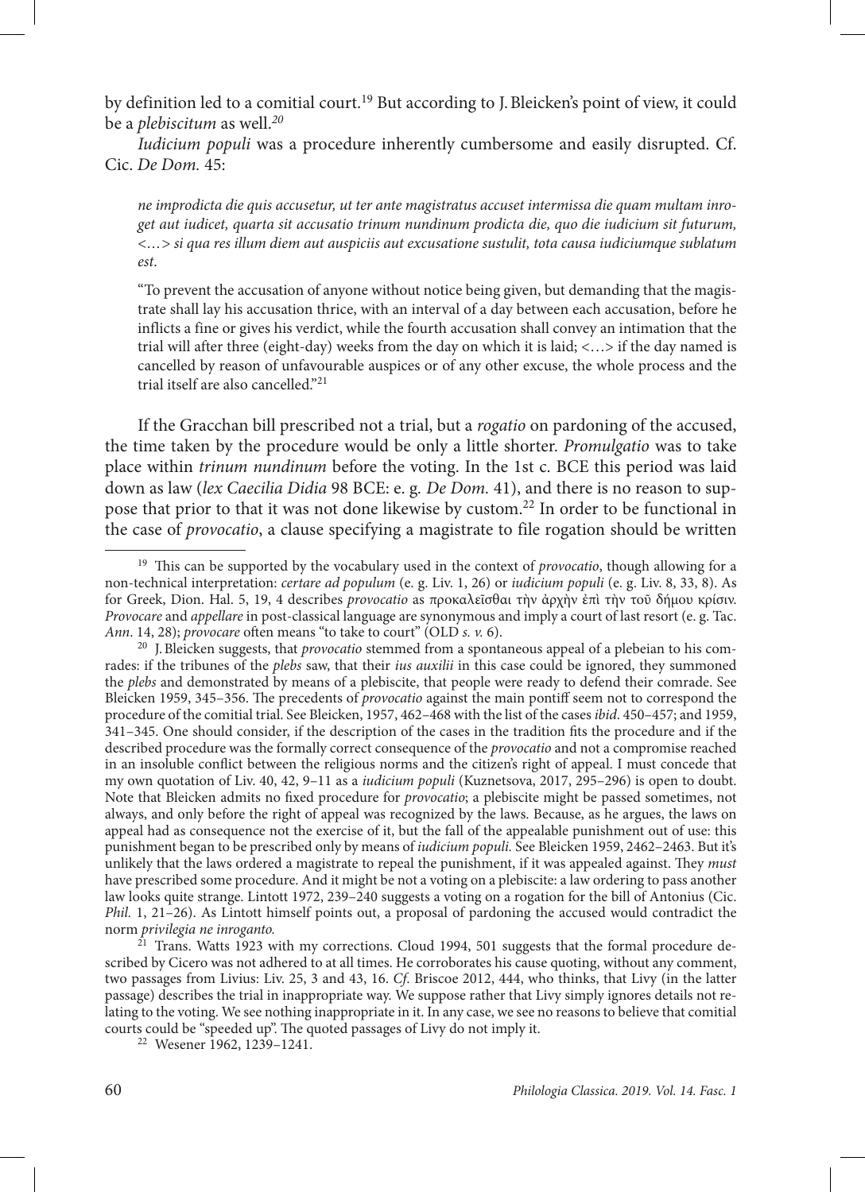by definition led to a comitial court.[19] But according to J. Bleicken's point of view, it could be a *plebiscitum* as well.[20]

*Iudicium populi* was a procedure inherently cumbersome and easily disrupted. Cf. Cic. *De Dom.* 45:

> *ne improdicta die quis accusetur, ut ter ante magistratus accuset intermissa die quam multam inroget aut iudicet, quarta sit accusatio trinum nundinum prodicta die, quo die iudicium sit futurum, <…> si qua res illum diem aut auspiciis aut excusatione sustulit, tota causa iudiciumque sublatum est*.
>
> "To prevent the accusation of anyone without notice being given, but demanding that the magistrate shall lay his accusation thrice, with an interval of a day between each accusation, before he inflicts a fine or gives his verdict, while the fourth accusation shall convey an intimation that the trial will after three (eight-day) weeks from the day on which it is laid; <…> if the day named is cancelled by reason of unfavourable auspices or of any other excuse, the whole process and the trial itself are also cancelled."[21]

If the Gracchan bill prescribed not a trial, but a *rogatio* on pardoning of the accused, the time taken by the procedure would be only a little shorter. *Promulgatio* was to take place within *trinum nundinum* before the voting. In the 1st c. BCE this period was laid down as law (*lex Caecilia Didia* 98 BCE: e. g. *De Dom.* 41), and there is no reason to suppose that prior to that it was not done likewise by custom.[22] In order to be functional in the case of *provocatio*, a clause specifying a magistrate to file rogation should be written

---

[19] This can be supported by the vocabulary used in the context of *provocatio*, though allowing for a non-technical interpretation: *certare ad populum* (e. g. Liv. 1, 26) or *iudicium populi* (e. g. Liv. 8, 33, 8). As for Greek, Dion. Hal. 5, 19, 4 describes *provocatio* as προκαλεῖσθαι τὴν ἀρχὴν ἐπὶ τὴν τοῦ δήμου κρίσιν. *Provocare* and *appellare* in post-classical language are synonymous and imply a court of last resort (e. g. Tac. *Ann*. 14, 28); *provocare* often means "to take to court" (OLD *s. v.* 6).

[20] J. Bleicken suggests, that *provocatio* stemmed from a spontaneous appeal of a plebeian to his comrades: if the tribunes of the *plebs* saw, that their *ius auxilii* in this case could be ignored, they summoned the *plebs* and demonstrated by means of a plebiscite, that people were ready to defend their comrade. See Bleicken 1959, 345–356. The precedents of *provocatio* against the main pontiff seem not to correspond the procedure of the comitial trial. See Bleicken, 1957, 462–468 with the list of the cases *ibid*. 450–457; and 1959, 341–345. One should consider, if the description of the cases in the tradition fits the procedure and if the described procedure was the formally correct consequence of the *provocatio* and not a compromise reached in an insoluble conflict between the religious norms and the citizen's right of appeal. I must concede that my own quotation of Liv. 40, 42, 9–11 as a *iudicium populi* (Kuznetsova, 2017, 295–296) is open to doubt. Note that Bleicken admits no fixed procedure for *provocatio*; a plebiscite might be passed sometimes, not always, and only before the right of appeal was recognized by the laws. Because, as he argues, the laws on appeal had as consequence not the exercise of it, but the fall of the appealable punishment out of use: this punishment began to be prescribed only by means of *iudicium populi.* See Bleicken 1959, 2462–2463. But it's unlikely that the laws ordered a magistrate to repeal the punishment, if it was appealed against. They *must* have prescribed some procedure. And it might be not a voting on a plebiscite: a law ordering to pass another law looks quite strange. Lintott 1972, 239–240 suggests a voting on a rogation for the bill of Antonius (Cic. *Phil.* 1, 21–26). As Lintott himself points out, a proposal of pardoning the accused would contradict the norm *privilegia ne inroganto.*

[21] Trans. Watts 1923 with my corrections. Cloud 1994, 501 suggests that the formal procedure described by Cicero was not adhered to at all times. He corroborates his cause quoting, without any comment, two passages from Livius: Liv. 25, 3 and 43, 16. *Cf.* Briscoe 2012, 444, who thinks, that Livy (in the latter passage) describes the trial in inappropriate way. We suppose rather that Livy simply ignores details not relating to the voting. We see nothing inappropriate in it. In any case, we see no reasons to believe that comitial courts could be "speeded up". The quoted passages of Livy do not imply it.

[22] Wesener 1962, 1239–1241.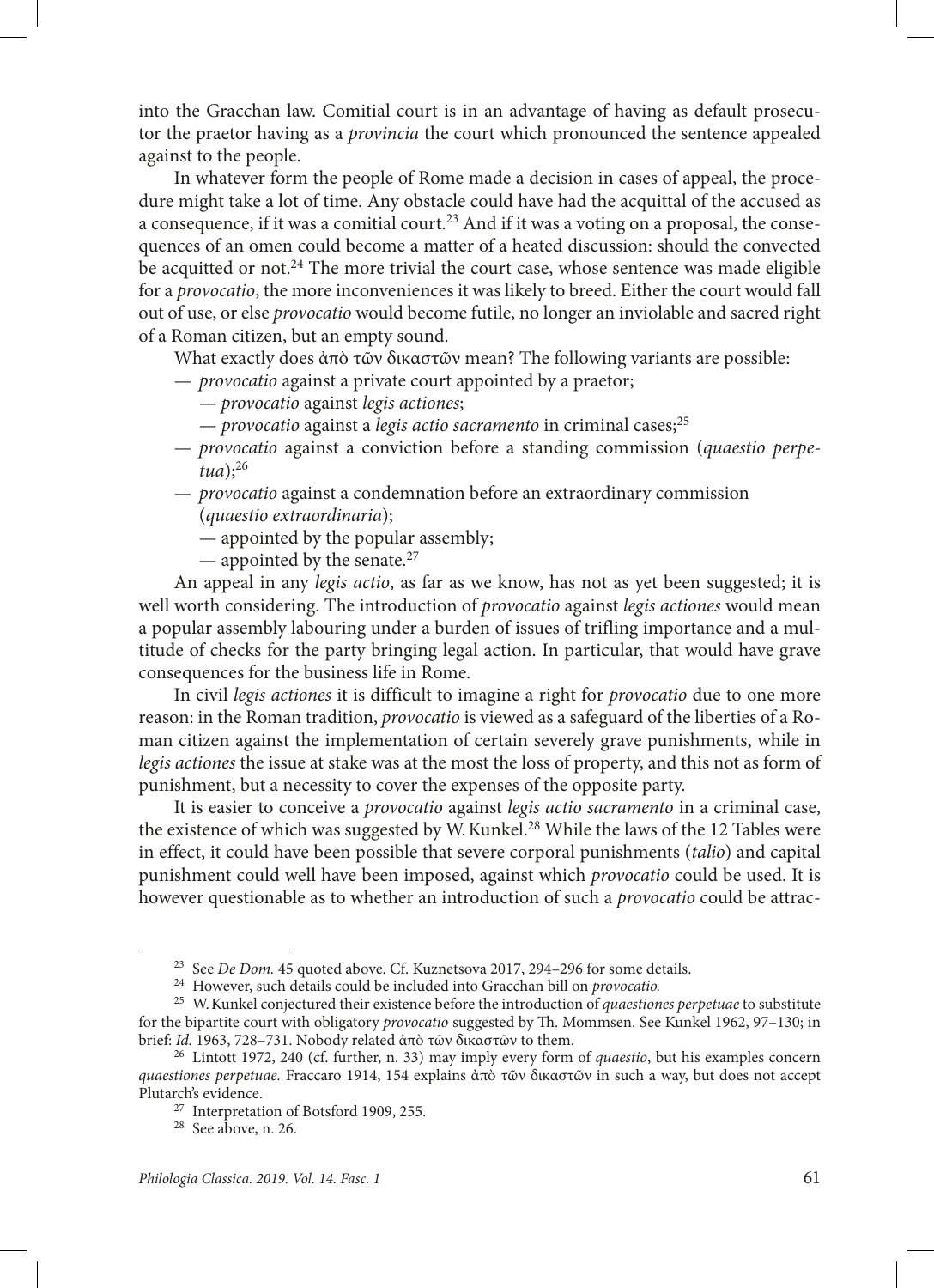into the Gracchan law. Comitial court is in an advantage of having as default prosecutor the praetor having as a *provincia* the court which pronounced the sentence appealed against to the people.

In whatever form the people of Rome made a decision in cases of appeal, the procedure might take a lot of time. Any obstacle could have had the acquittal of the accused as a consequence, if it was a comitial court.[23] And if it was a voting on a proposal, the consequences of an omen could become a matter of a heated discussion: should the convected be acquitted or not.[24] The more trivial the court case, whose sentence was made eligible for a *provocatio*, the more inconveniences it was likely to breed. Either the court would fall out of use, or else *provocatio* would become futile, no longer an inviolable and sacred right of a Roman citizen, but an empty sound.

What exactly does ἀπὸ τῶν δικαστῶν mean? The following variants are possible:

- *provocatio* against a private court appointed by a praetor;
  - *provocatio* against *legis actiones*;
  - *provocatio* against a *legis actio sacramento* in criminal cases;[25]
- *provocatio* against a conviction before a standing commission (*quaestio perpetua*);[26]
- *provocatio* against a condemnation before an extraordinary commission (*quaestio extraordinaria*);
  - appointed by the popular assembly;
  - appointed by the senate.[27]

An appeal in any *legis actio*, as far as we know, has not as yet been suggested; it is well worth considering. The introduction of *provocatio* against *legis actiones* would mean a popular assembly labouring under a burden of issues of trifling importance and a multitude of checks for the party bringing legal action. In particular, that would have grave consequences for the business life in Rome.

In civil *legis actiones* it is difficult to imagine a right for *provocatio* due to one more reason: in the Roman tradition, *provocatio* is viewed as a safeguard of the liberties of a Roman citizen against the implementation of certain severely grave punishments, while in *legis actiones* the issue at stake was at the most the loss of property, and this not as form of punishment, but a necessity to cover the expenses of the opposite party.

It is easier to conceive a *provocatio* against *legis actio sacramento* in a criminal case, the existence of which was suggested by W. Kunkel.[28] While the laws of the 12 Tables were in effect, it could have been possible that severe corporal punishments (*talio*) and capital punishment could well have been imposed, against which *provocatio* could be used. It is however questionable as to whether an introduction of such a *provocatio* could be attrac-

---

[23] See *De Dom.* 45 quoted above. Cf. Kuznetsova 2017, 294–296 for some details.

[24] However, such details could be included into Gracchan bill on *provocatio.*

[25] W. Kunkel conjectured their existence before the introduction of *quaestiones perpetuae* to substitute for the bipartite court with obligatory *provocatio* suggested by Th. Mommsen. See Kunkel 1962, 97–130; in brief: *Id.* 1963, 728–731. Nobody related ἀπὸ τῶν δικαστῶν to them.

[26] Lintott 1972, 240 (cf. further, n. 33) may imply every form of *quaestio*, but his examples concern *quaestiones perpetuae.* Fraccaro 1914, 154 explains ἀπὸ τῶν δικαστῶν in such a way, but does not accept Plutarch's evidence.

[27] Interpretation of Botsford 1909, 255.

[28] See above, n. 26.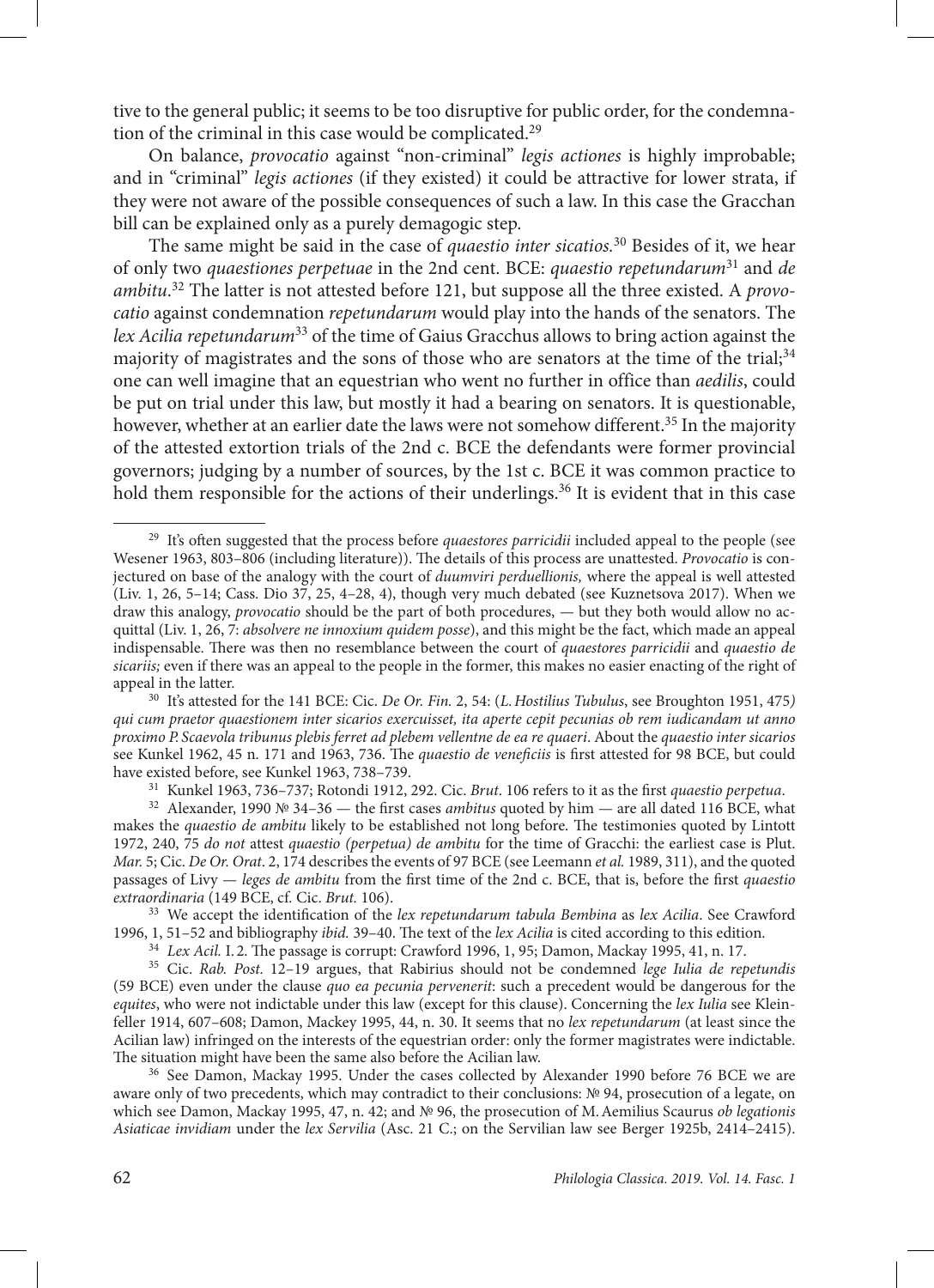tive to the general public; it seems to be too disruptive for public order, for the condemnation of the criminal in this case would be complicated.[29]

On balance, *provocatio* against "non-criminal" *legis actiones* is highly improbable; and in "criminal" *legis actiones* (if they existed) it could be attractive for lower strata, if they were not aware of the possible consequences of such a law. In this case the Gracchan bill can be explained only as a purely demagogic step.

The same might be said in the case of *quaestio inter sicatios.*[30] Besides of it, we hear of only two *quaestiones perpetuae* in the 2nd cent. BCE: *quaestio repetundarum*[31] and *de ambitu*.[32] The latter is not attested before 121, but suppose all the three existed. A *provocatio* against condemnation *repetundarum* would play into the hands of the senators. The *lex Acilia repetundarum*[33] of the time of Gaius Gracchus allows to bring action against the majority of magistrates and the sons of those who are senators at the time of the trial;[34] one can well imagine that an equestrian who went no further in office than *aedilis*, could be put on trial under this law, but mostly it had a bearing on senators. It is questionable, however, whether at an earlier date the laws were not somehow different.[35] In the majority of the attested extortion trials of the 2nd c. BCE the defendants were former provincial governors; judging by a number of sources, by the 1st c. BCE it was common practice to hold them responsible for the actions of their underlings.[36] It is evident that in this case

---

[29] It's often suggested that the process before *quaestores parricidii* included appeal to the people (see Wesener 1963, 803–806 (including literature)). The details of this process are unattested. *Provocatio* is conjectured on base of the analogy with the court of *duumviri perduellionis,* where the appeal is well attested (Liv. 1, 26, 5–14; Cass. Dio 37, 25, 4–28, 4), though very much debated (see Kuznetsova 2017). When we draw this analogy, *provocatio* should be the part of both procedures, — but they both would allow no acquittal (Liv. 1, 26, 7: *absolvere ne innoxium quidem posse*), and this might be the fact, which made an appeal indispensable. There was then no resemblance between the court of *quaestores parricidii* and *quaestio de sicariis;* even if there was an appeal to the people in the former, this makes no easier enacting of the right of appeal in the latter.

[30] It's attested for the 141 BCE: Cic. *De Or. Fin.* 2, 54: (*L. Hostilius Tubulus*, see Broughton 1951, 475*) qui cum praetor quaestionem inter sicarios exercuisset, ita aperte cepit pecunias ob rem iudicandam ut anno proximo P. Scaevola tribunus plebis ferret ad plebem vellentne de ea re quaeri*. About the *quaestio inter sicarios* see Kunkel 1962, 45 n. 171 and 1963, 736. The *quaestio de veneficiis* is first attested for 98 BCE, but could have existed before, see Kunkel 1963, 738–739.

[31] Kunkel 1963, 736–737; Rotondi 1912, 292. Cic. *Brut*. 106 refers to it as the first *quaestio perpetua*.

[32] Alexander, 1990 № 34–36 — the first cases *ambitus* quoted by him — are all dated 116 BCE, what makes the *quaestio de ambitu* likely to be established not long before. The testimonies quoted by Lintott 1972, 240, 75 *do not* attest *quaestio (perpetua) de ambitu* for the time of Gracchi: the earliest case is Plut. *Mar.* 5; Cic. *De Or. Orat*. 2, 174 describes the events of 97 BCE (see Leemann *et al.* 1989, 311), and the quoted passages of Livy — *leges de ambitu* from the first time of the 2nd c. BCE, that is, before the first *quaestio extraordinaria* (149 BCE, cf. Cic. *Brut.* 106).

[33] We accept the identification of the *lex repetundarum tabula Bembina* as *lex Acilia*. See Crawford 1996, 1, 51–52 and bibliography *ibid.* 39–40. The text of the *lex Acilia* is cited according to this edition.

[34] *Lex Acil.* I. 2. The passage is corrupt: Crawford 1996, 1, 95; Damon, Mackay 1995, 41, n. 17.

[35] Cic. *Rab. Post.* 12–19 argues, that Rabirius should not be condemned *lege Iulia de repetundis* (59 BCE) even under the clause *quo ea pecunia pervenerit*: such a precedent would be dangerous for the *equites*, who were not indictable under this law (except for this clause). Concerning the *lex Iulia* see Kleinfeller 1914, 607–608; Damon, Mackey 1995, 44, n. 30. It seems that no *lex repetundarum* (at least since the Acilian law) infringed on the interests of the equestrian order: only the former magistrates were indictable. The situation might have been the same also before the Acilian law.

[36] See Damon, Mackay 1995. Under the cases collected by Alexander 1990 before 76 BCE we are aware only of two precedents, which may contradict to their conclusions: № 94, prosecution of a legate, on which see Damon, Mackay 1995, 47, n. 42; and № 96, the prosecution of M. Aemilius Scaurus *ob legationis Asiaticae invidiam* under the *lex Servilia* (Asc. 21 C.; on the Servilian law see Berger 1925b, 2414–2415).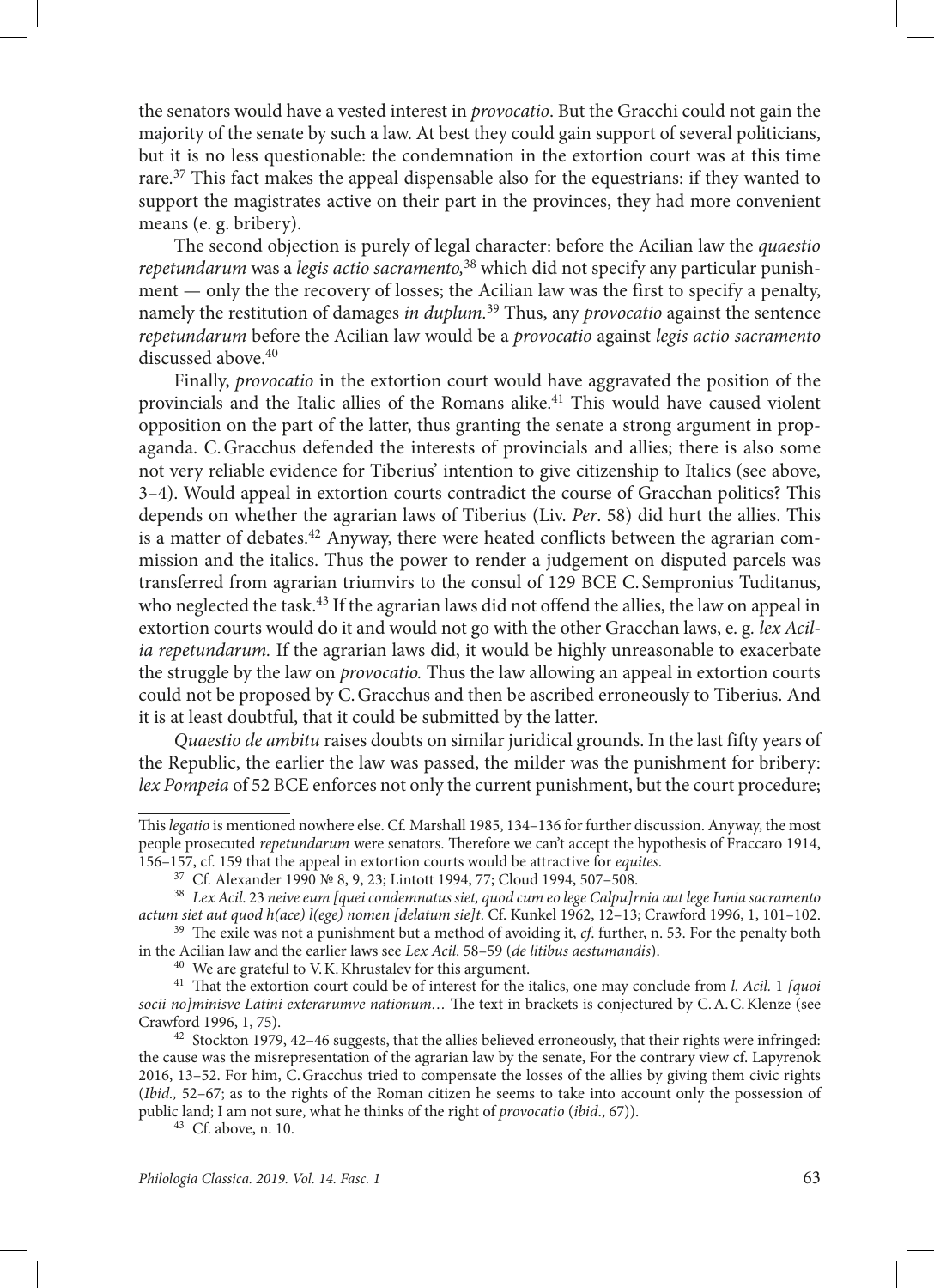the senators would have a vested interest in *provocatio*. But the Gracchi could not gain the majority of the senate by such a law. At best they could gain support of several politicians, but it is no less questionable: the condemnation in the extortion court was at this time rare.[37] This fact makes the appeal dispensable also for the equestrians: if they wanted to support the magistrates active on their part in the provinces, they had more convenient means (e. g. bribery).

The second objection is purely of legal character: before the Acilian law the *quaestio repetundarum* was a *legis actio sacramento*,[38] which did not specify any particular punishment — only the the recovery of losses; the Acilian law was the first to specify a penalty, namely the restitution of damages *in duplum*.[39] Thus, any *provocatio* against the sentence *repetundarum* before the Acilian law would be a *provocatio* against *legis actio sacramento* discussed above.[40]

Finally, *provocatio* in the extortion court would have aggravated the position of the provincials and the Italic allies of the Romans alike.[41] This would have caused violent opposition on the part of the latter, thus granting the senate a strong argument in propaganda. C. Gracchus defended the interests of provincials and allies; there is also some not very reliable evidence for Tiberius' intention to give citizenship to Italics (see above, 3–4). Would appeal in extortion courts contradict the course of Gracchan politics? This depends on whether the agrarian laws of Tiberius (Liv. *Per*. 58) did hurt the allies. This is a matter of debates.[42] Anyway, there were heated conflicts between the agrarian commission and the italics. Thus the power to render a judgement on disputed parcels was transferred from agrarian triumvirs to the consul of 129 BCE C. Sempronius Tuditanus, who neglected the task.[43] If the agrarian laws did not offend the allies, the law on appeal in extortion courts would do it and would not go with the other Gracchan laws, e. g. *lex Acilia repetundarum.* If the agrarian laws did, it would be highly unreasonable to exacerbate the struggle by the law on *provocatio.* Thus the law allowing an appeal in extortion courts could not be proposed by C. Gracchus and then be ascribed erroneously to Tiberius. And it is at least doubtful, that it could be submitted by the latter.

*Quaestio de ambitu* raises doubts on similar juridical grounds. In the last fifty years of the Republic, the earlier the law was passed, the milder was the punishment for bribery: *lex Pompeia* of 52 BCE enforces not only the current punishment, but the court procedure;

---

This *legatio* is mentioned nowhere else. Cf. Marshall 1985, 134–136 for further discussion. Anyway, the most people prosecuted *repetundarum* were senators. Therefore we can't accept the hypothesis of Fraccaro 1914, 156–157, cf. 159 that the appeal in extortion courts would be attractive for *equites*.

[37] Cf. Alexander 1990 № 8, 9, 23; Lintott 1994, 77; Cloud 1994, 507–508.

[38] *Lex Acil*. 23 *neive eum [quei condemnatus siet, quod cum eo lege Calpu]rnia aut lege Iunia sacramento actum siet aut quod h(ace) l(ege) nomen [delatum sie]t*. Cf. Kunkel 1962, 12–13; Crawford 1996, 1, 101–102.

[39] The exile was not a punishment but a method of avoiding it, *cf*. further, n. 53. For the penalty both in the Acilian law and the earlier laws see *Lex Acil*. 58–59 (*de litibus aestumandis*).

[40] We are grateful to V. K. Khrustalev for this argument.

[41] That the extortion court could be of interest for the italics, one may conclude from *l. Acil.* 1 *[quoi socii no]minisve Latini exterarumve nationum…* The text in brackets is conjectured by C. A. C. Klenze (see Crawford 1996, 1, 75).

[42] Stockton 1979, 42–46 suggests, that the allies believed erroneously, that their rights were infringed: the cause was the misrepresentation of the agrarian law by the senate, For the contrary view cf. Lapyrenok 2016, 13–52. For him, C. Gracchus tried to compensate the losses of the allies by giving them civic rights (*Ibid.,* 52–67; as to the rights of the Roman citizen he seems to take into account only the possession of public land; I am not sure, what he thinks of the right of *provocatio* (*ibid*., 67)).

[43] Cf. above, n. 10.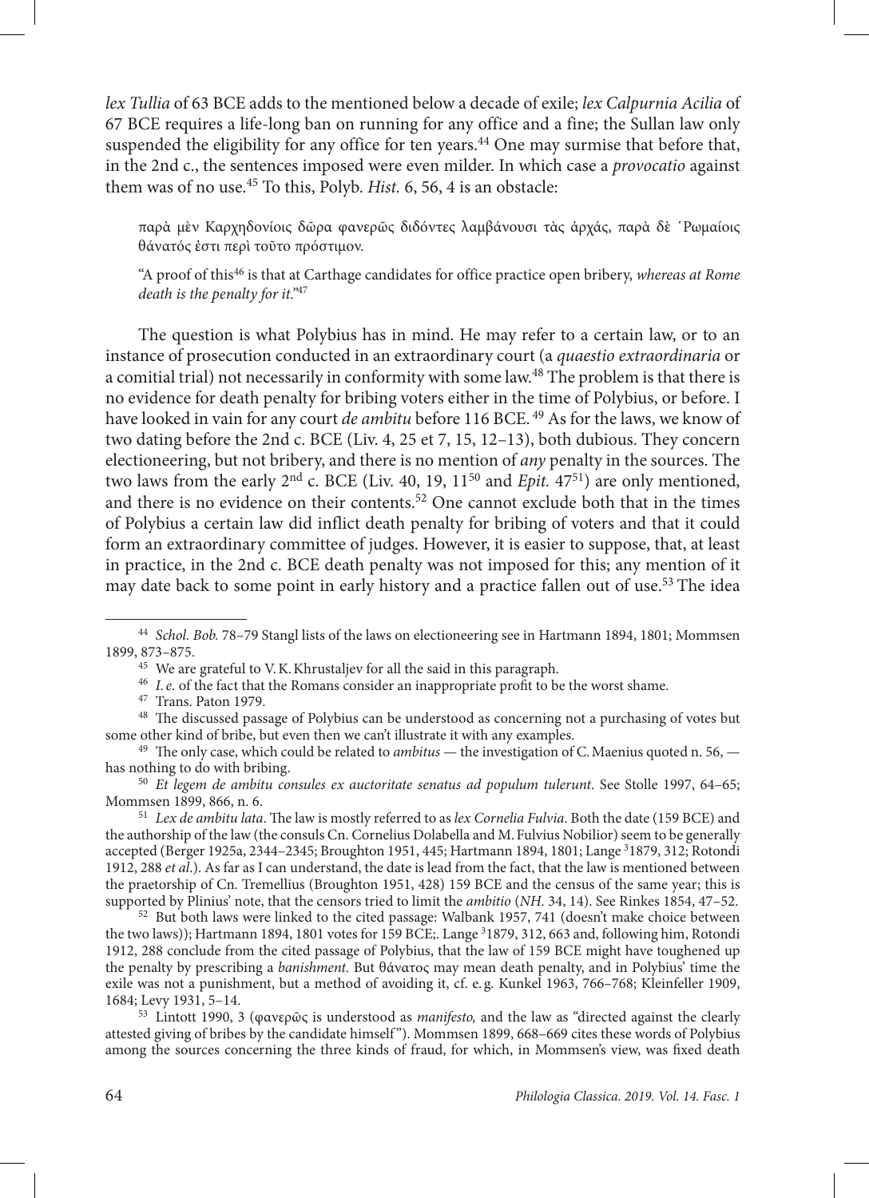*lex Tullia* of 63 BCE adds to the mentioned below a decade of exile; *lex Calpurnia Acilia* of 67 BCE requires a life-long ban on running for any office and a fine; the Sullan law only suspended the eligibility for any office for ten years.[44] One may surmise that before that, in the 2nd c., the sentences imposed were even milder. In which case a *provocatio* against them was of no use.[45] To this, Polyb. *Hist.* 6, 56, 4 is an obstacle:

> παρὰ μὲν Καρχηδονίοις δῶρα φανερῶς διδόντες λαμβάνουσι τὰς ἀρχάς, παρὰ δὲ ῾Ρωμαίοις θάνατός ἐστι περὶ τοῦτο πρόστιμον.
>
> "A proof of this[46] is that at Carthage candidates for office practice open bribery, *whereas at Rome death is the penalty for it.*"[47]

The question is what Polybius has in mind. He may refer to a certain law, or to an instance of prosecution conducted in an extraordinary court (a *quaestio extraordinaria* or a comitial trial) not necessarily in conformity with some law.[48] The problem is that there is no evidence for death penalty for bribing voters either in the time of Polybius, or before. I have looked in vain for any court *de ambitu* before 116 BCE.[49] As for the laws, we know of two dating before the 2nd c. BCE (Liv. 4, 25 et 7, 15, 12–13), both dubious. They concern electioneering, but not bribery, and there is no mention of *any* penalty in the sources. The two laws from the early 2nd c. BCE (Liv. 40, 19, 11[50] and *Epit.* 47[51]) are only mentioned, and there is no evidence on their contents.[52] One cannot exclude both that in the times of Polybius a certain law did inflict death penalty for bribing of voters and that it could form an extraordinary committee of judges. However, it is easier to suppose, that, at least in practice, in the 2nd c. BCE death penalty was not imposed for this; any mention of it may date back to some point in early history and a practice fallen out of use.[53] The idea

---

[44] *Schol. Bob.* 78–79 Stangl lists of the laws on electioneering see in Hartmann 1894, 1801; Mommsen 1899, 873–875.

[45] We are grateful to V.K. Khrustaljev for all the said in this paragraph.

[46] *I.e.* of the fact that the Romans consider an inappropriate profit to be the worst shame.

[47] Trans. Paton 1979.

[48] The discussed passage of Polybius can be understood as concerning not a purchasing of votes but some other kind of bribe, but even then we can't illustrate it with any examples.

[49] The only case, which could be related to *ambitus* — the investigation of C. Maenius quoted n. 56, — has nothing to do with bribing.

[50] *Et legem de ambitu consules ex auctoritate senatus ad populum tulerunt*. See Stolle 1997, 64–65; Mommsen 1899, 866, n. 6.

[51] *Lex de ambitu lata*. The law is mostly referred to as *lex Cornelia Fulvia*. Both the date (159 BCE) and the authorship of the law (the consuls Cn. Cornelius Dolabella and M. Fulvius Nobilior) seem to be generally accepted (Berger 1925a, 2344–2345; Broughton 1951, 445; Hartmann 1894, 1801; Lange ³1879, 312; Rotondi 1912, 288 *et al*.). As far as I can understand, the date is lead from the fact, that the law is mentioned between the praetorship of Cn. Tremellius (Broughton 1951, 428) 159 BCE and the census of the same year; this is supported by Plinius' note, that the censors tried to limit the *ambitio* (*NH.* 34, 14). See Rinkes 1854, 47–52.

[52] But both laws were linked to the cited passage: Walbank 1957, 741 (doesn't make choice between the two laws)); Hartmann 1894, 1801 votes for 159 BCE;. Lange ³1879, 312, 663 and, following him, Rotondi 1912, 288 conclude from the cited passage of Polybius, that the law of 159 BCE might have toughened up the penalty by prescribing a *banishment.* But θάνατος may mean death penalty, and in Polybius' time the exile was not a punishment, but a method of avoiding it, cf. e.g. Kunkel 1963, 766–768; Kleinfeller 1909, 1684; Levy 1931, 5–14.

[53] Lintott 1990, 3 (φανερῶς is understood as *manifesto,* and the law as "directed against the clearly attested giving of bribes by the candidate himself"). Mommsen 1899, 668–669 cites these words of Polybius among the sources concerning the three kinds of fraud, for which, in Mommsen's view, was fixed death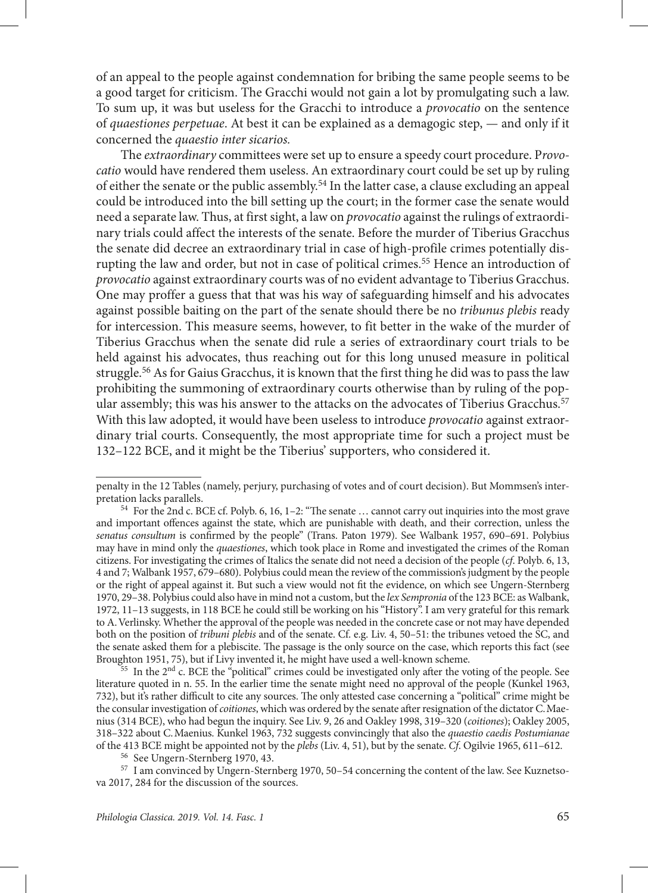of an appeal to the people against condemnation for bribing the same people seems to be a good target for criticism. The Gracchi would not gain a lot by promulgating such a law. To sum up, it was but useless for the Gracchi to introduce a *provocatio* on the sentence of *quaestiones perpetuae*. At best it can be explained as a demagogic step, — and only if it concerned the *quaestio inter sicarios.*

The *extraordinary* committees were set up to ensure a speedy court procedure. P*rovocatio* would have rendered them useless. An extraordinary court could be set up by ruling of either the senate or the public assembly.[54] In the latter case, a clause excluding an appeal could be introduced into the bill setting up the court; in the former case the senate would need a separate law. Thus, at first sight, a law on *provocatio* against the rulings of extraordinary trials could affect the interests of the senate. Before the murder of Tiberius Gracchus the senate did decree an extraordinary trial in case of high-profile crimes potentially disrupting the law and order, but not in case of political crimes.[55] Hence an introduction of *provocatio* against extraordinary courts was of no evident advantage to Tiberius Gracchus. One may proffer a guess that that was his way of safeguarding himself and his advocates against possible baiting on the part of the senate should there be no *tribunus plebis* ready for intercession. This measure seems, however, to fit better in the wake of the murder of Tiberius Gracchus when the senate did rule a series of extraordinary court trials to be held against his advocates, thus reaching out for this long unused measure in political struggle.[56] As for Gaius Gracchus, it is known that the first thing he did was to pass the law prohibiting the summoning of extraordinary courts otherwise than by ruling of the popular assembly; this was his answer to the attacks on the advocates of Tiberius Gracchus.[57] With this law adopted, it would have been useless to introduce *provocatio* against extraordinary trial courts. Consequently, the most appropriate time for such a project must be 132–122 BCE, and it might be the Tiberius' supporters, who considered it.

---

penalty in the 12 Tables (namely, perjury, purchasing of votes and of court decision). But Mommsen's interpretation lacks parallels.

[54] For the 2nd c. BCE cf. Polyb. 6, 16, 1–2: "The senate … cannot carry out inquiries into the most grave and important offences against the state, which are punishable with death, and their correction, unless the *senatus consultum* is confirmed by the people" (Trans. Paton 1979). See Walbank 1957, 690–691. Polybius may have in mind only the *quaestiones*, which took place in Rome and investigated the crimes of the Roman citizens. For investigating the crimes of Italics the senate did not need a decision of the people (*cf*. Polyb. 6, 13, 4 and 7; Walbank 1957, 679–680). Polybius could mean the review of the commission's judgment by the people or the right of appeal against it. But such a view would not fit the evidence, on which see Ungern-Sternberg 1970, 29–38. Polybius could also have in mind not a custom, but the *lex Sempronia* of the 123 BCE: as Walbank, 1972, 11–13 suggests, in 118 BCE he could still be working on his "History". I am very grateful for this remark to A. Verlinsky. Whether the approval of the people was needed in the concrete case or not may have depended both on the position of *tribuni plebis* and of the senate. Cf. e.g. Liv. 4, 50–51: the tribunes vetoed the SC, and the senate asked them for a plebiscite. The passage is the only source on the case, which reports this fact (see Broughton 1951, 75), but if Livy invented it, he might have used a well-known scheme.

[55] In the 2nd c. BCE the "political" crimes could be investigated only after the voting of the people. See literature quoted in n. 55. In the earlier time the senate might need no approval of the people (Kunkel 1963, 732), but it's rather difficult to cite any sources. The only attested case concerning a "political" crime might be the consular investigation of *coitiones*, which was ordered by the senate after resignation of the dictator C. Maenius (314 BCE), who had begun the inquiry. See Liv. 9, 26 and Oakley 1998, 319–320 (*coitiones*); Oakley 2005, 318–322 about C. Maenius. Kunkel 1963, 732 suggests convincingly that also the *quaestio caedis Postumianae* of the 413 BCE might be appointed not by the *plebs* (Liv. 4, 51), but by the senate. *Cf*. Ogilvie 1965, 611–612.

[56] See Ungern-Sternberg 1970, 43.

[57] I am convinced by Ungern-Sternberg 1970, 50–54 concerning the content of the law. See Kuznetsova 2017, 284 for the discussion of the sources.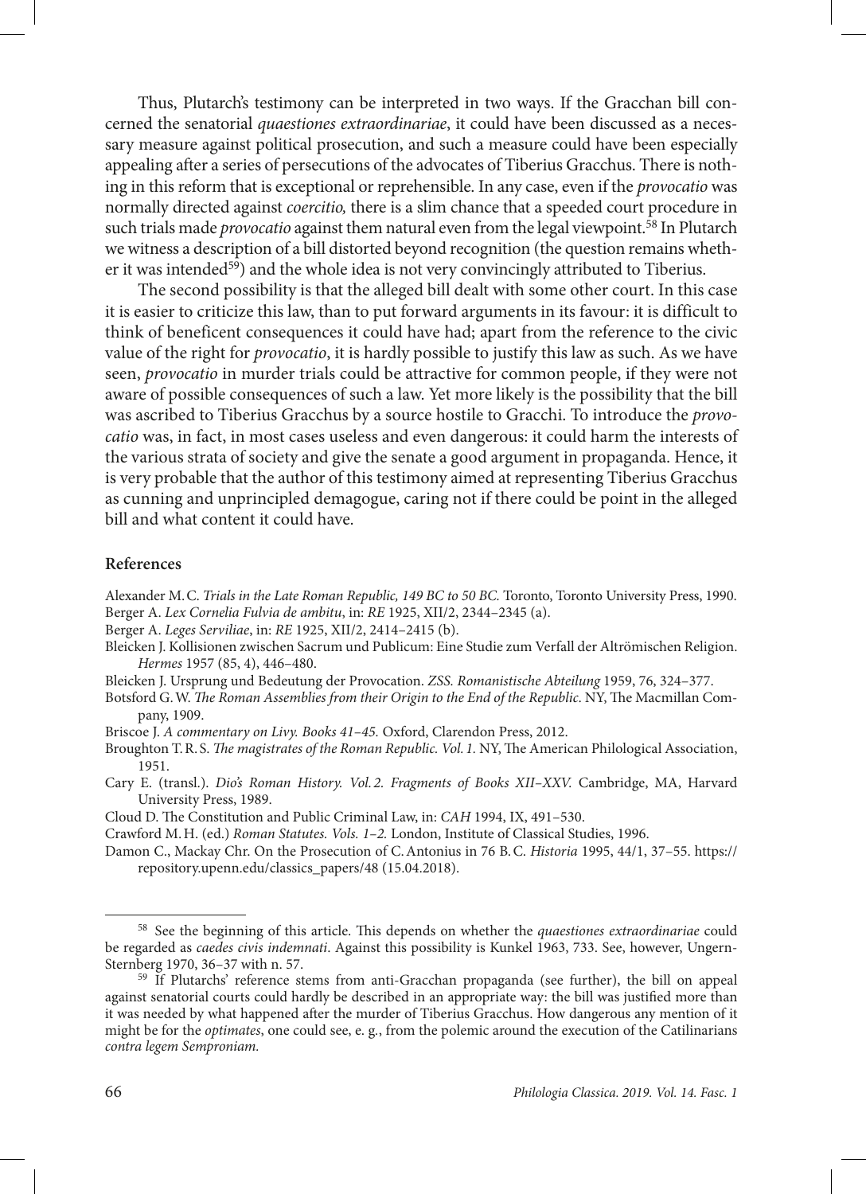Thus, Plutarch's testimony can be interpreted in two ways. If the Gracchan bill concerned the senatorial *quaestiones extraordinariae*, it could have been discussed as a necessary measure against political prosecution, and such a measure could have been especially appealing after a series of persecutions of the advocates of Tiberius Gracchus. There is nothing in this reform that is exceptional or reprehensible. In any case, even if the *provocatio* was normally directed against *coercitio,* there is a slim chance that a speeded court procedure in such trials made *provocatio* against them natural even from the legal viewpoint.[58] In Plutarch we witness a description of a bill distorted beyond recognition (the question remains whether it was intended[59]) and the whole idea is not very convincingly attributed to Tiberius.

The second possibility is that the alleged bill dealt with some other court. In this case it is easier to criticize this law, than to put forward arguments in its favour: it is difficult to think of beneficent consequences it could have had; apart from the reference to the civic value of the right for *provocatio*, it is hardly possible to justify this law as such. As we have seen, *provocatio* in murder trials could be attractive for common people, if they were not aware of possible consequences of such a law. Yet more likely is the possibility that the bill was ascribed to Tiberius Gracchus by a source hostile to Gracchi. To introduce the *provocatio* was, in fact, in most cases useless and even dangerous: it could harm the interests of the various strata of society and give the senate a good argument in propaganda. Hence, it is very probable that the author of this testimony aimed at representing Tiberius Gracchus as cunning and unprincipled demagogue, caring not if there could be point in the alleged bill and what content it could have.

## References

Alexander M. C. *Trials in the Late Roman Republic, 149 BC to 50 BC.* Toronto, Toronto University Press, 1990.

Berger A. *Lex Cornelia Fulvia de ambitu*, in: *RE* 1925, XII/2, 2344–2345 (a).

Berger A. *Leges Serviliae*, in: *RE* 1925, XII/2, 2414–2415 (b).

Bleicken J. Kollisionen zwischen Sacrum und Publicum: Eine Studie zum Verfall der Altrömischen Religion. *Hermes* 1957 (85, 4), 446–480.

Bleicken J. Ursprung und Bedeutung der Provocation. *ZSS. Romanistische Abteilung* 1959, 76, 324–377.

Botsford G. W. *The Roman Assemblies from their Origin to the End of the Republic*. NY, The Macmillan Company, 1909.

Briscoe J. *A commentary on Livy. Books 41–45.* Oxford, Clarendon Press, 2012.

Broughton T. R. S. *The magistrates of the Roman Republic. Vol. 1.* NY, The American Philological Association, 1951.

Cary E. (transl.). *Dio's Roman History. Vol. 2. Fragments of Books XII–XXV.* Cambridge, MA, Harvard University Press, 1989.

Cloud D. The Constitution and Public Criminal Law, in: *CAH* 1994, IX, 491–530.

Crawford M. H. (ed.) *Roman Statutes. Vols. 1–2.* London, Institute of Classical Studies, 1996.

Damon C., Mackay Chr. On the Prosecution of C. Antonius in 76 B. C. *Historia* 1995, 44/1, 37–55. https://repository.upenn.edu/classics_papers/48 (15.04.2018).

---

[58] See the beginning of this article. This depends on whether the *quaestiones extraordinariae* could be regarded as *caedes civis indemnati*. Against this possibility is Kunkel 1963, 733. See, however, Ungern-Sternberg 1970, 36–37 with n. 57.

[59] If Plutarchs' reference stems from anti-Gracchan propaganda (see further), the bill on appeal against senatorial courts could hardly be described in an appropriate way: the bill was justified more than it was needed by what happened after the murder of Tiberius Gracchus. How dangerous any mention of it might be for the *optimates*, one could see, e. g., from the polemic around the execution of the Catilinarians *contra legem Semproniam.*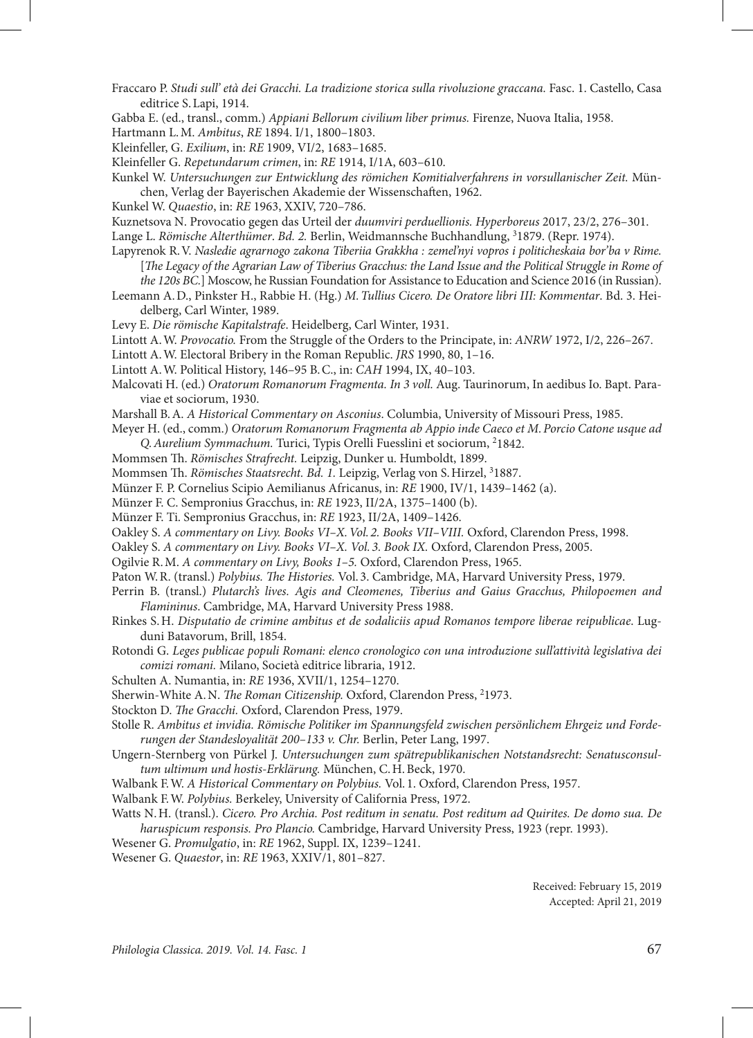Fraccaro P. *Studi sull' età dei Gracchi. La tradizione storica sulla rivoluzione graccana.* Fasc. 1. Castello, Casa editrice S. Lapi, 1914.

Gabba E. (ed., transl., comm.) *Appiani Bellorum civilium liber primus.* Firenze, Nuova Italia, 1958.

Hartmann L. M. *Ambitus*, *RE* 1894. I/1, 1800–1803.

Kleinfeller, G. *Exilium*, in: *RE* 1909, VI/2, 1683–1685.

Kleinfeller G. *Repetundarum crimen*, in: *RE* 1914, I/1A, 603–610.

Kunkel W. *Untersuchungen zur Entwicklung des römichen Komitialverfahrens in vorsullanischer Zeit.* München, Verlag der Bayerischen Akademie der Wissenschaften, 1962.

Kunkel W. *Quaestio*, in: *RE* 1963, XXIV, 720–786.

Kuznetsova N. Provocatio gegen das Urteil der *duumviri perduellionis. Hyperboreus* 2017, 23/2, 276–301.

Lange L. *Römische Alterthümer. Bd. 2.* Berlin, Weidmannsche Buchhandlung, [3]1879. (Repr. 1974).

Lapyrenok R. V. *Nasledie agrarnogo zakona Tiberiia Grakkha : zemel'nyi vopros i politicheskaia bor'ba v Rime.* [*The Legacy of the Agrarian Law of Tiberius Gracchus: the Land Issue and the Political Struggle in Rome of the 120s BC.*] Moscow, he Russian Foundation for Assistance to Education and Science 2016 (in Russian).

Leemann A. D., Pinkster H., Rabbie H. (Hg.) *M. Tullius Cicero. De Oratore libri III: Kommentar*. Bd. 3. Heidelberg, Carl Winter, 1989.

Levy E. *Die römische Kapitalstrafe*. Heidelberg, Carl Winter, 1931.

Lintott A. W. *Provocatio.* From the Struggle of the Orders to the Principate, in: *ANRW* 1972, I/2, 226–267.

Lintott A. W. Electoral Bribery in the Roman Republic. *JRS* 1990, 80, 1–16.

Lintott A. W. Political History, 146–95 B. C., in: *CAH* 1994, IX, 40–103.

Malcovati H. (ed.) *Oratorum Romanorum Fragmenta. In 3 voll.* Aug. Taurinorum, In aedibus Io. Bapt. Paraviae et sociorum, 1930.

Marshall B. A. *A Historical Commentary on Asconius*. Columbia, University of Missouri Press, 1985.

Meyer H. (ed., comm.) *Oratorum Romanorum Fragmenta ab Appio inde Caeco et M. Porcio Catone usque ad Q. Aurelium Symmachum.* Turici, Typis Orelli Fuesslini et sociorum, [2]1842.

Mommsen Th. *Römisches Strafrecht.* Leipzig, Dunker u. Humboldt, 1899.

Mommsen Th. *Römisches Staatsrecht. Bd. 1.* Leipzig, Verlag von S. Hirzel, [3]1887.

Münzer F. P. Cornelius Scipio Aemilianus Africanus, in: *RE* 1900, IV/1, 1439–1462 (a).

Münzer F. C. Sempronius Gracchus, in: *RE* 1923, II/2A, 1375–1400 (b).

Münzer F. Ti. Sempronius Gracchus, in: *RE* 1923, II/2A, 1409–1426.

Oakley S. *A commentary on Livy. Books VI–X. Vol. 2. Books VII–VIII.* Oxford, Clarendon Press, 1998.

Oakley S. *A commentary on Livy. Books VI–X. Vol. 3. Book IX.* Oxford, Clarendon Press, 2005.

Ogilvie R. M. *A commentary on Livy, Books 1–5.* Oxford, Clarendon Press, 1965.

Paton W. R. (transl.) *Polybius. The Histories.* Vol. 3. Cambridge, MA, Harvard University Press, 1979.

Perrin B. (transl.) *Plutarch's lives. Agis and Cleomenes, Tiberius and Gaius Gracchus, Philopoemen and Flamininus*. Cambridge, MA, Harvard University Press 1988.

Rinkes S. H. *Disputatio de crimine ambitus et de sodaliciis apud Romanos tempore liberae reipublicae*. Lugduni Batavorum, Brill, 1854.

Rotondi G. *Leges publicae populi Romani: elenco cronologico con una introduzione sull'attività legislativa dei comizi romani.* Milano, Società editrice libraria, 1912.

Schulten A. Numantia, in: *RE* 1936, XVII/1, 1254–1270.

Sherwin-White A. N. *The Roman Citizenship.* Oxford, Clarendon Press, [2]1973.

Stockton D. *The Gracchi.* Oxford, Clarendon Press, 1979.

Stolle R. *Ambitus et invidia. Römische Politiker im Spannungsfeld zwischen persönlichem Ehrgeiz und Forderungen der Standesloyalität 200–133 v. Chr.* Berlin, Peter Lang, 1997.

Ungern-Sternberg von Pürkel J. *Untersuchungen zum spätrepublikanischen Notstandsrecht: Senatusconsultum ultimum und hostis-Erklärung.* München, C. H. Beck, 1970.

Walbank F. W. *A Historical Commentary on Polybius.* Vol. 1. Oxford, Clarendon Press, 1957.

Walbank F. W. *Polybius.* Berkeley, University of California Press, 1972.

Watts N. H. (transl.). *Cicero. Pro Archia. Post reditum in senatu. Post reditum ad Quirites. De domo sua. De haruspicum responsis. Pro Plancio.* Cambridge, Harvard University Press, 1923 (repr. 1993).

Wesener G. *Promulgatio*, in: *RE* 1962, Suppl. IX, 1239–1241.

Wesener G. *Quaestor*, in: *RE* 1963, XXIV/1, 801–827.

Received: February 15, 2019
Accepted: April 21, 2019